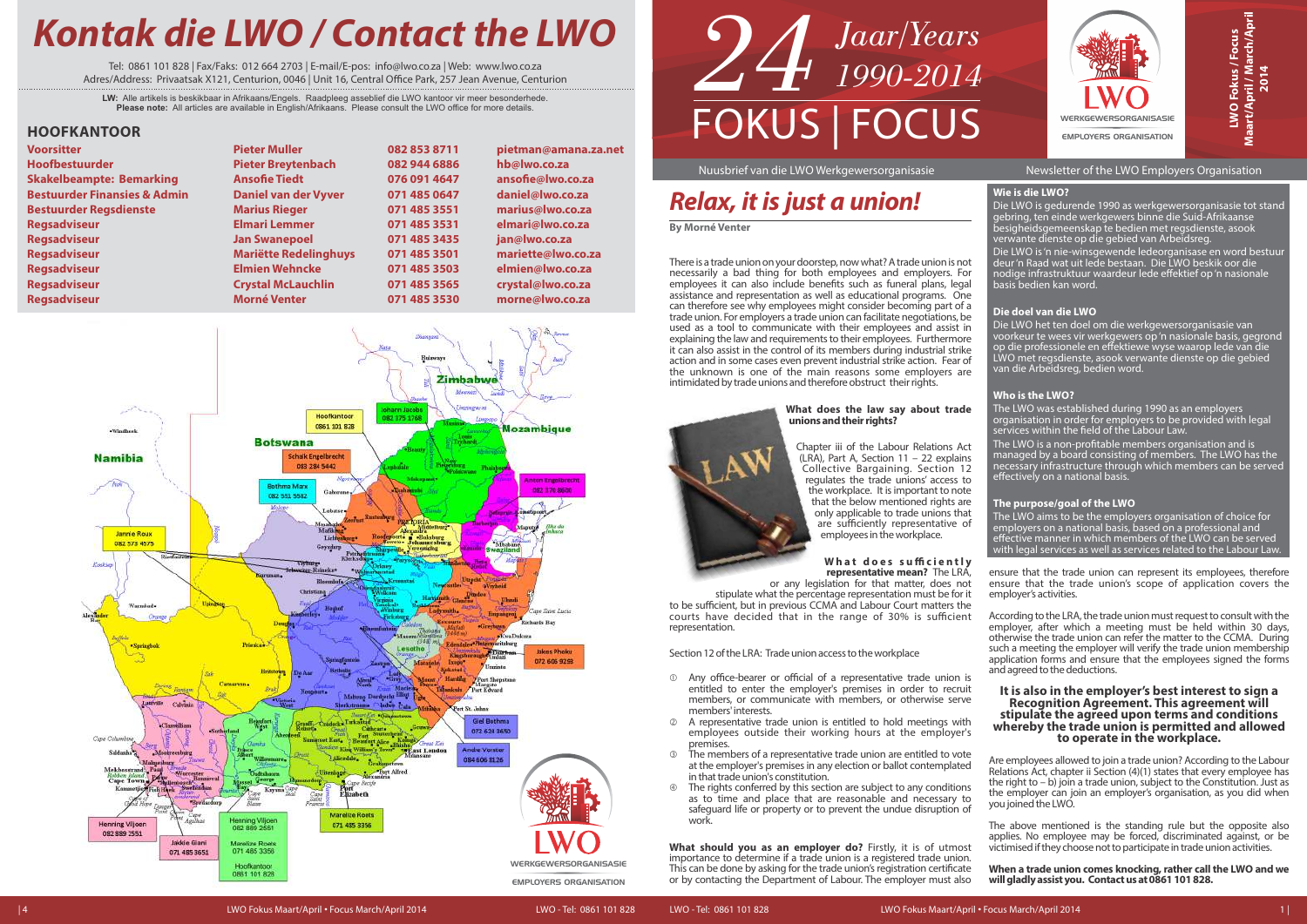# Kontak die LWO / Contact the LWO

Tel: 0861 101 828 | Fax/Faks: 012 664 2703 | E-mail/E-pos: info@lwo.co.za | Web: www.lwo.co.za
Adres/Address: Privaatsak X121, Centurion, 0046 | Unit 16, Central Office Park, 257 Jean Avenue, Centurion

**LW:** Alle artikels is beskikbaar in Afrikaans/Engels. Raadpleeg asseblief die LWO kantoor vir meer besonderhede.
**Please note:** All articles are available in English/Afrikaans. Please consult the LWO office for more details.

## HOOFKANTOOR

| | | | |
|---|---|---|---|
| **Voorsitter** | **Pieter Muller** | **082 853 8711** | **pietman@amana.za.net** |
| **Hoofbestuurder** | **Pieter Breytenbach** | **082 944 6886** | **hb@lwo.co.za** |
| **Skakelbeampte: Bemarking** | **Ansofie Tiedt** | **076 091 4647** | **ansofie@lwo.co.za** |
| **Bestuurder Finansies & Admin** | **Daniel van der Vyver** | **071 485 0647** | **daniel@lwo.co.za** |
| **Bestuurder Regsdienste** | **Marius Rieger** | **071 485 3551** | **marius@lwo.co.za** |
| **Regsadviseur** | **Elmari Lemmer** | **071 485 3531** | **elmari@lwo.co.za** |
| **Regsadviseur** | **Jan Swanepoel** | **071 485 3435** | **jan@lwo.co.za** |
| **Regsadviseur** | **Mariëtte Redelinghuys** | **071 485 3501** | **mariette@lwo.co.za** |
| **Regsadviseur** | **Elmien Wehncke** | **071 485 3503** | **elmien@lwo.co.za** |
| **Regsadviseur** | **Crystal McLauchlin** | **071 485 3565** | **crystal@lwo.co.za** |
| **Regsadviseur** | **Morné Venter** | **071 485 3530** | **morne@lwo.co.za** |

Hoofkantoor 0861 101 828

Johann Jacobs 082 375 1768

Schalk Engelbrecht 083 284 5442

Bothma Marx 082 551 5582

Anton Engelbrecht 082 376 8600

Jannie Roux 082 573 4575

Jakes Phoku 072 605 9259

Giel Bothma 072 624 3650

Andre Vorster 084 606 8126

Marelize Roets 071 485 3356

Henning Viljoen 082 889 2551

Jakkie Giani 071 485 3651

Marelize Roets 071 485 3356

Hoofkantoor 0861 101 828

# 24 Jaar/Years 1990-2014

# FOKUS | FOCUS

LWO Werkgewersorganisasie / Employers Organisation

LWO Fokus / Focus Maart/April / March/April 2014

Nuusbrief van die LWO Werkgewersorganisasie | Newsletter of the LWO Employers Organisation

# Relax, it is just a union!

**By Morné Venter**

There is a trade union on your doorstep, now what? A trade union is not necessarily a bad thing for both employees and employers. For employees it can also include benefits such as funeral plans, legal assistance and representation as well as educational programs. One can therefore see why employees might consider becoming part of a trade union. For employers a trade union can facilitate negotiations, be used as a tool to communicate with their employees and assist in explaining the law and requirements to their employees. Furthermore it can also assist in the control of its members during industrial strike action and in some cases even prevent industrial strike action. Fear of the unknown is one of the main reasons some employers are intimidated by trade unions and therefore obstruct their rights.

**What does the law say about trade unions and their rights?**

Chapter iii of the Labour Relations Act (LRA), Part A, Section 11 – 22 explains Collective Bargaining. Section 12 regulates the trade unions' access to the workplace. It is important to note that the below mentioned rights are only applicable to trade unions that are sufficiently representative of employees in the workplace.

**What does sufficiently representative mean?** The LRA, or any legislation for that matter, does not stipulate what the percentage representation must be for it to be sufficient, but in previous CCMA and Labour Court matters the courts have decided that in the range of 30% is sufficient representation.

Section 12 of the LRA: Trade union access to the workplace

1. Any office-bearer or official of a representative trade union is entitled to enter the employer's premises in order to recruit members, or communicate with members, or otherwise serve members' interests.
2. A representative trade union is entitled to hold meetings with employees outside their working hours at the employer's premises.
3. The members of a representative trade union are entitled to vote at the employer's premises in any election or ballot contemplated in that trade union's constitution.
4. The rights conferred by this section are subject to any conditions as to time and place that are reasonable and necessary to safeguard life or property or to prevent the undue disruption of work.

**What should you as an employer do?** Firstly, it is of utmost importance to determine if a trade union is a registered trade union. This can be done by asking for the trade union's registration certificate or by contacting the Department of Labour. The employer must also ensure that the trade union can represent its employees, therefore ensure that the trade union's scope of application covers the employer's activities.

According to the LRA, the trade union must request to consult with the employer, after which a meeting must be held within 30 days, otherwise the trade union can refer the matter to the CCMA. During such a meeting the employer will verify the trade union membership application forms and ensure that the employees signed the forms and agreed to the deductions.

**It is also in the employer's best interest to sign a Recognition Agreement. This agreement will stipulate the agreed upon terms and conditions whereby the trade union is permitted and allowed to operate in the workplace.**

Are employees allowed to join a trade union? According to the Labour Relations Act, chapter ii Section (4)(1) states that every employee has the right to – b) join a trade union, subject to the Constitution. Just as the employer can join an employer's organisation, as you did when you joined the LWO.

The above mentioned is the standing rule but the opposite also applies. No employee may be forced, discriminated against, or be victimised if they choose not to participate in trade union activities.

**When a trade union comes knocking, rather call the LWO and we will gladly assist you. Contact us at 0861 101 828.**

### Wie is die LWO?

Die LWO is gedurende 1990 as werkgewersorganisasie tot stand gebring, ten einde werkgewers binne die Suid-Afrikaanse besigheidsgemeenskap te bedien met regsdienste, asook verwante dienste op die gebied van Arbeidsreg.

Die LWO is 'n nie-winsgewende ledeorganisasie en word bestuur deur 'n Raad wat uit lede bestaan. Die LWO beskik oor die nodige infrastruktuur waardeur lede effektief op 'n nasionale basis bedien kan word.

### Die doel van die LWO

Die LWO het ten doel om die werkgewersorganisasie van voorkeur te wees vir werkgewers op 'n nasionale basis, gegrond op die professionele en effektiewe wyse waarop lede van die LWO met regsdienste, asook verwante dienste op die gebied van die Arbeidsreg, bedien word.

### Who is the LWO?

The LWO was established during 1990 as an employers organisation in order for employers to be provided with legal services within the field of the Labour Law.

The LWO is a non-profitable members organisation and is managed by a board consisting of members. The LWO has the necessary infrastructure through which members can be served effectively on a national basis.

### The purpose/goal of the LWO

The LWO aims to be the employers organisation of choice for employers on a national basis, based on a professional and effective manner in which members of the LWO can be served with legal services as well as services related to the Labour Law.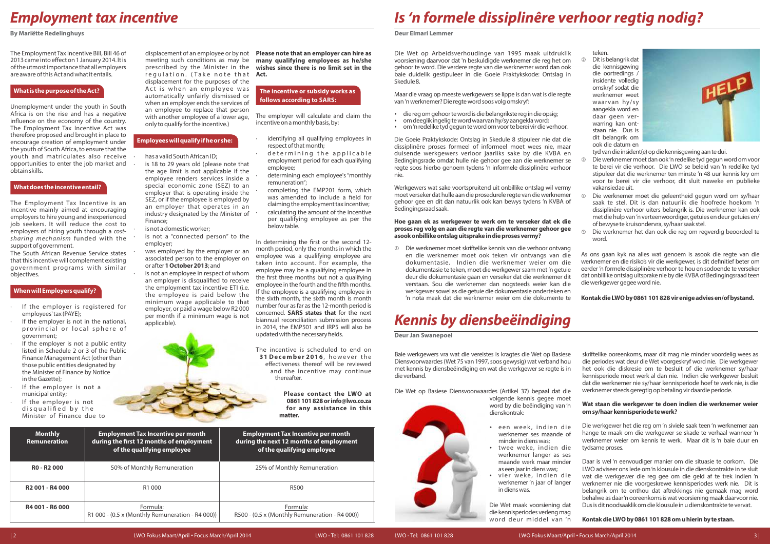# Employment tax incentive

**By Mariëtte Redelinghuys**

The Employment Tax Incentive Bill, Bill 46 of 2013 came into effect on 1 January 2014. It is of the utmost importance that all employers are aware of this Act and what it entails.

## What is the purpose of the Act?

Unemployment under the youth in South Africa is on the rise and has a negative influence on the economy of the country. The Employment Tax Incentive Act was therefore proposed and brought in place to encourage creation of employment under the youth of South Africa, to ensure that the youth and matriculates also receive opportunities to enter the job market and obtain skills.

## What does the incentive entail?

The Employment Tax Incentive is an incentive mainly aimed at encouraging employers to hire young and inexperienced job seekers. It will reduce the cost to employers of hiring youth through a *cost-sharing mechanism* funded with the support of government.

The South African Revenue Service states that this incentive will complement existing government programs with similar objectives.

## When will Employers qualify?

- If the employer is registered for employees' tax (PAYE);
- If the employer is not in the national, provincial or local sphere of government;
- If the employer is not a public entity listed in Schedule 2 or 3 of the Public Finance Management Act (other than those public entities designated by the Minister of Finance by Notice in the Gazette);
- If the employer is not a municipal entity;
- If the employer is not disqualified by the Minister of Finance due to displacement of an employee or by not meeting such conditions as may be prescribed by the Minister in the regulation. (Take note that displacement for the purposes of the Act is when an employee was automatically unfairly dismissed or when an employer ends the services of an employee to replace that person with another employee of a lower age, only to qualify for the incentive.)

## Employees will qualify if he or she:

- has a valid South African ID;
- is 18 to 29 years old (please note that the age limit is not applicable if the employee renders services inside a special economic zone (SEZ) to an employer that is operating inside the SEZ, or if the employee is employed by an employer that operates in an industry designated by the Minister of Finance;
- is not a domestic worker;
- is not a "connected person" to the employer;
- was employed by the employer or an associated person to the employer on or after **1 October 2013**; and
- is not an employee in respect of whom an employer is disqualified to receive the employment tax incentive ETI (i.e. the employee is paid below the minimum wage applicable to that employer, or paid a wage below R2 000 per month if a minimum wage is not applicable).

**Please note that an employer can hire as many qualifying employees as he/she wishes since there is no limit set in the Act.**

## The incentive or subsidy works as follows according to SARS:

The employer will calculate and claim the incentive on a monthly basis, by:

- identifying all qualifying employees in respect of that month;
- determining the applicable employment period for each qualifying employee;
- determining each employee's "monthly remuneration";
- completing the EMP201 form, which was amended to include a field for claiming the employment tax incentive;
- calculating the amount of the incentive per qualifying employee as per the below table.

In determining the first or the second 12-month period, only the months in which the employee was a qualifying employee are taken into account. For example, the employee may be a qualifying employee in the first three months but not a qualifying employee in the fourth and the fifth months. If the employee is a qualifying employee in the sixth month, the sixth month is month number four as far as the 12-month period is concerned. **SARS states that** for the next biannual reconciliation submission process in 2014, the EMP501 and IRP5 will also be updated with the necessary fields.

The incentive is scheduled to end on **31 December 2016**, however the effectiveness thereof will be reviewed and the incentive may continue thereafter.

**Please contact the LWO at 0861 101 828 or info@lwo.co.za for any assistance in this matter.**

| Monthly Remuneration | Employment Tax Incentive per month during the first 12 months of employment of the qualifying employee | Employment Tax Incentive per month during the next 12 months of employment of the qualifying employee |
|---|---|---|
| R0 - R2 000 | 50% of Monthly Remuneration | 25% of Monthly Remuneration |
| R2 001 - R4 000 | R1 000 | R500 |
| R4 001 - R6 000 | Formula: R1 000 - (0.5 x (Monthly Remuneration - R4 000)) | Formula: R500 - (0.5 x (Monthly Remuneration - R4 000)) |

# Is 'n formele dissiplinêre verhoor regtig nodig?

**Deur Elmari Lemmer**

Die Wet op Arbeidsverhoudinge van 1995 maak uitdruklik voorsiening daarvoor dat 'n beskuldigde werknemer die reg het om gehoor te word. Die verdere regte van die werknemer word dan ook baie duidelik gestipuleer in die Goeie Praktykskode: Ontslag in Skedule 8.

Maar die vraag op meeste werkgewers se lippe is dan wat is die regte van 'n werknemer? Die regte word soos volg omskryf:

- die reg om gehoor te word is die belangrikste reg in die opsig;
- om deeglik ingelig te word waarvan hy/sy aangekla word;
- om 'n redelike tyd gegun te word om voor te berei vir die verhoor.

Die Goeie Praktykskode: Ontslag in Skedule 8 stipuleer nie dat die dissiplinêre proses formeel of informeel moet wees nie, maar duisende werkgewers verloor jaarliks sake by die KVBA en Bedingingsrade omdat hulle nie gehoor gee aan die werknemer se regte soos hierbo genoem tydens 'n informele dissiplinêre verhoor nie.

Werkgewers wat sake voortspruitend uit onbillike ontslag wil vermy moet verseker dat hulle aan die prosedurele regte van die werknemer gehoor gee en dit dan natuurlik ook kan bewys tydens 'n KVBA of Bedingingsraad saak.

**Hoe gaan ek as werkgewer te werk om te verseker dat ek die proses reg volg en aan die regte van die werknemer gehoor gee asook onbillike ontslag uitsprake in die proses vermy?**

1. Die werknemer moet skriftelike kennis van die verhoor ontvang en die werknemer moet ook teken vir ontvangs van die dokumentasie. Indien die werknemer weier om die dokumentasie te teken, moet die werkgewer saam met 'n getuie deur die dokumentasie gaan en verseker dat die werknemer dit verstaan. Sou die werknemer dan nogsteeds weier kan die werkgewer sowel as die getuie die dokumentasie onderteken en 'n nota maak dat die werknemer weier om die dokumente te teken.
2. Dit is belangrik dat die kennisgewing die oortredings / insidente volledig omskryf sodat die werknemer weet waarvan hy/sy aangekla word en daar geen verwarring kan ontstaan nie. Dus is dit belangrik om ook die datum en tyd van die insident(e) op die kennisgewing aan te dui.
3. Die werknemer moet dan ook 'n redelike tyd gegun word om voor te berei vir die verhoor. Die LWO se beleid van 'n redelike tyd stipuleer dat die werknemer ten minste 'n 48 uur kennis kry om voor te berei vir die verhoor, dit sluit naweke en publieke vakansiedae uit.
4. Die werknemer moet die geleentheid gegun word om sy/haar saak te stel. Dit is dan natuurlik die hoofrede hoekom 'n dissiplinêre verhoor uiters belangrik is. Die werknemer kan ook met die hulp van 'n verteenwoordiger, getuies en deur getuies en/of bewyse te kruisondervra, sy/haar saak stel.
5. Die werknemer het dan ook die reg om regverdig beoordeel te word.

As ons gaan kyk na alles wat genoem is asook die regte van die werknemer en die risiko's vir die werkgewer, is dit definitief beter om eerder 'n formele dissiplinêre verhoor te hou en sodoende te verseker dat onbillike ontslag uitsprake nie by die KVBA of Bedingingsraad teen die werkgewer gegee word nie.

**Kontak die LWO by 0861 101 828 vir enige advies en/of bystand.**

# Kennis by diensbeëindiging

**Deur Jan Swanepoel**

Baie werkgewers vra wat die vereistes is kragtes die Wet op Basiese Diensvoorwaardes (Wet 75 van 1997, soos gewysig) wat verband hou met kennis by diensbeëindiging en wat die werkgewer se regte is in die verband.

Die Wet op Basiese Diensvoorwaardes (Artikel 37) bepaal dat die volgende kennis gegee moet word by die beëindiging van 'n dienskontrak:

- een week, indien die werknemer ses maande of minder in diens was;
- twee weke, indien die werknemer langer as ses maande werk maar minder as een jaar in diens was;
- vier weke, indien die werknemer 'n jaar of langer in diens was.

Die Wet maak voorsiening dat die kennisperiodes verleng mag word deur middel van 'n skriftelike ooreenkoms, maar dit mag nie minder voordelig wees as die periodes wat deur die Wet voorgeskryf word nie. Die werkgewer het ook die diskresie om te besluit of die werknemer sy/haar kennisperiode moet werk al dan nie. Indien die werkgewer besluit dat die werknemer nie sy/haar kennisperiode hoef te werk nie, is die werknemer steeds geregtig op betaling vir daardie periode.

**Wat staan die werkgewer te doen indien die werknemer weier om sy/haar kennisperiode te werk?**

Die werkgewer het die reg om 'n siviele saak teen 'n werknemer aan hange te maak om die werkgewer se skade te verhaal wanneer 'n werknemer weier om kennis te werk. Maar dit is 'n baie duur en tydsame proses.

Daar is wel 'n eenvoudiger manier om die situasie te oorkom. Die LWO adviseer ons lede om 'n klousule in die dienskontrakte in te sluit wat die werkgewer die reg gee om die geld af te trek indien 'n werknemer nie die voorgeskrewe kennisperiodes werk nie. Dit is belangrik om te onthou dat aftrekkings nie gemaak mag word behalwe as daar 'n ooreenkoms is wat voorsiening maak daarvoor nie. Dus is dit noodsaaklik om die klousule in u dienskontrakte te vervat.

**Kontak die LWO by 0861 101 828 om u hierin by te staan.**